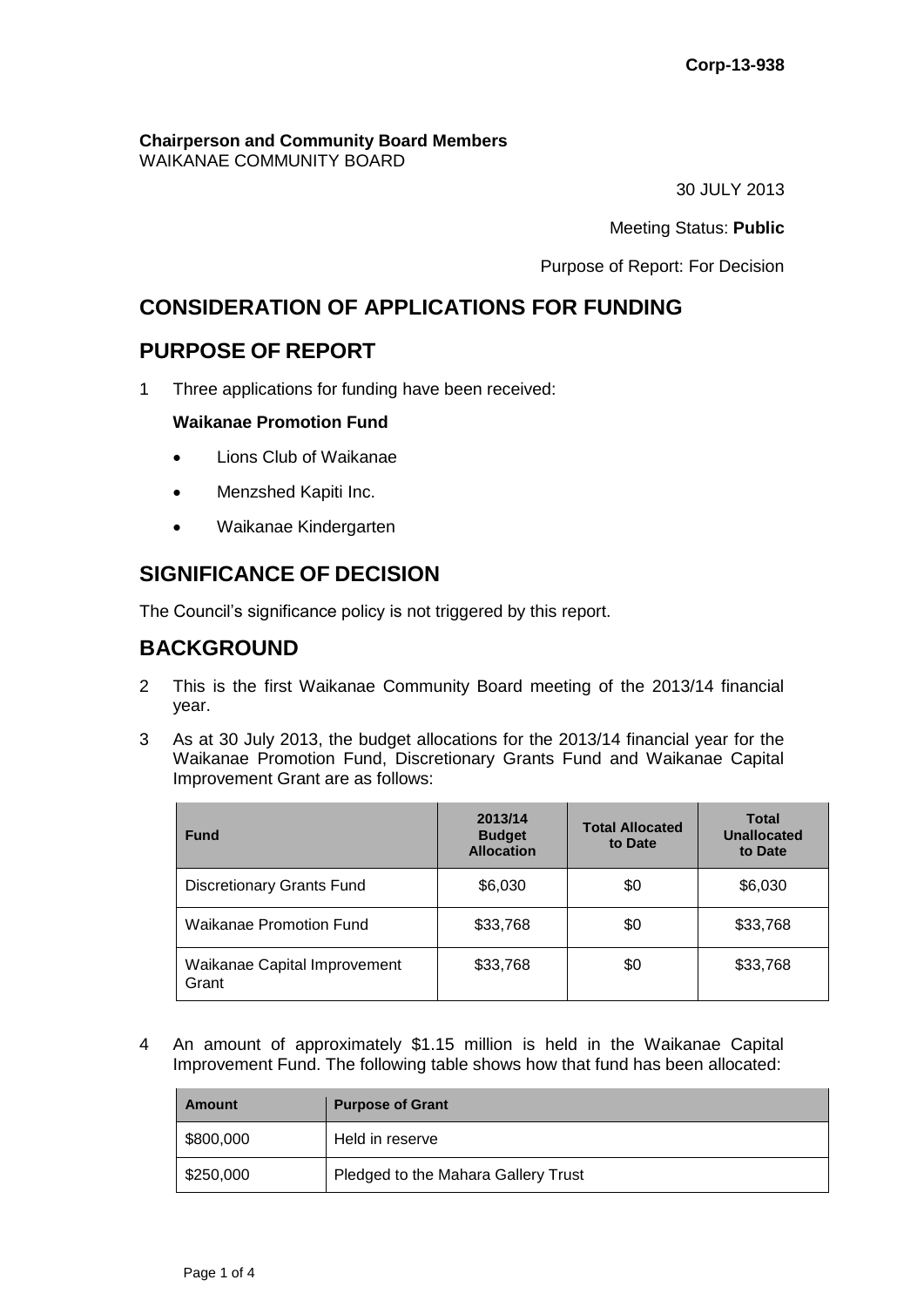**Corp-13-938**

**Chairperson and Community Board Members**
WAIKANAE COMMUNITY BOARD

30 JULY 2013

Meeting Status: **Public**

Purpose of Report: For Decision

## CONSIDERATION OF APPLICATIONS FOR FUNDING

## PURPOSE OF REPORT

1 Three applications for funding have been received:

**Waikanae Promotion Fund**

- Lions Club of Waikanae
- Menzshed Kapiti Inc.
- Waikanae Kindergarten

## SIGNIFICANCE OF DECISION

The Council's significance policy is not triggered by this report.

## BACKGROUND

2 This is the first Waikanae Community Board meeting of the 2013/14 financial year.

3 As at 30 July 2013, the budget allocations for the 2013/14 financial year for the Waikanae Promotion Fund, Discretionary Grants Fund and Waikanae Capital Improvement Grant are as follows:

| Fund | 2013/14 Budget Allocation | Total Allocated to Date | Total Unallocated to Date |
|---|---|---|---|
| Discretionary Grants Fund | $6,030 | $0 | $6,030 |
| Waikanae Promotion Fund | $33,768 | $0 | $33,768 |
| Waikanae Capital Improvement Grant | $33,768 | $0 | $33,768 |

4 An amount of approximately $1.15 million is held in the Waikanae Capital Improvement Fund. The following table shows how that fund has been allocated:

| Amount | Purpose of Grant |
|---|---|
| $800,000 | Held in reserve |
| $250,000 | Pledged to the Mahara Gallery Trust |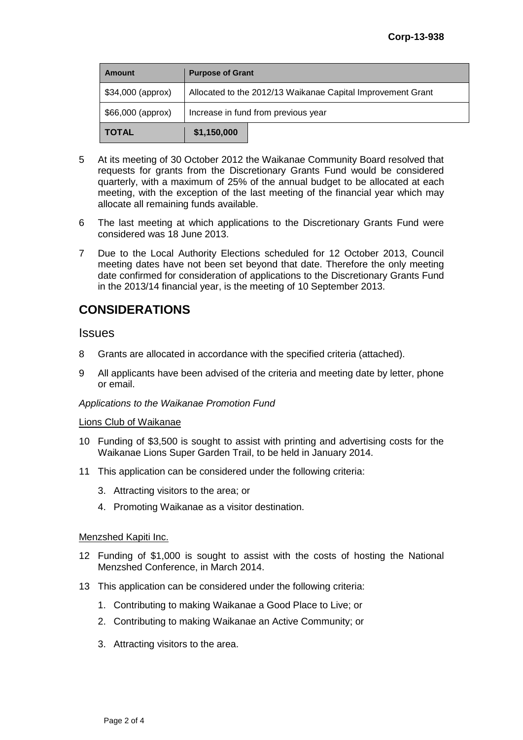| Amount | Purpose of Grant |
| --- | --- |
| $34,000 (approx) | Allocated to the 2012/13 Waikanae Capital Improvement Grant |
| $66,000 (approx) | Increase in fund from previous year |
| **TOTAL** | **$1,150,000** |

5 At its meeting of 30 October 2012 the Waikanae Community Board resolved that requests for grants from the Discretionary Grants Fund would be considered quarterly, with a maximum of 25% of the annual budget to be allocated at each meeting, with the exception of the last meeting of the financial year which may allocate all remaining funds available.

6 The last meeting at which applications to the Discretionary Grants Fund were considered was 18 June 2013.

7 Due to the Local Authority Elections scheduled for 12 October 2013, Council meeting dates have not been set beyond that date. Therefore the only meeting date confirmed for consideration of applications to the Discretionary Grants Fund in the 2013/14 financial year, is the meeting of 10 September 2013.

## CONSIDERATIONS

### Issues

8 Grants are allocated in accordance with the specified criteria (attached).

9 All applicants have been advised of the criteria and meeting date by letter, phone or email.

*Applications to the Waikanae Promotion Fund*

<u>Lions Club of Waikanae</u>

10 Funding of $3,500 is sought to assist with printing and advertising costs for the Waikanae Lions Super Garden Trail, to be held in January 2014.

11 This application can be considered under the following criteria:

3. Attracting visitors to the area; or
4. Promoting Waikanae as a visitor destination.

<u>Menzshed Kapiti Inc.</u>

12 Funding of $1,000 is sought to assist with the costs of hosting the National Menzshed Conference, in March 2014.

13 This application can be considered under the following criteria:

1. Contributing to making Waikanae a Good Place to Live; or
2. Contributing to making Waikanae an Active Community; or
3. Attracting visitors to the area.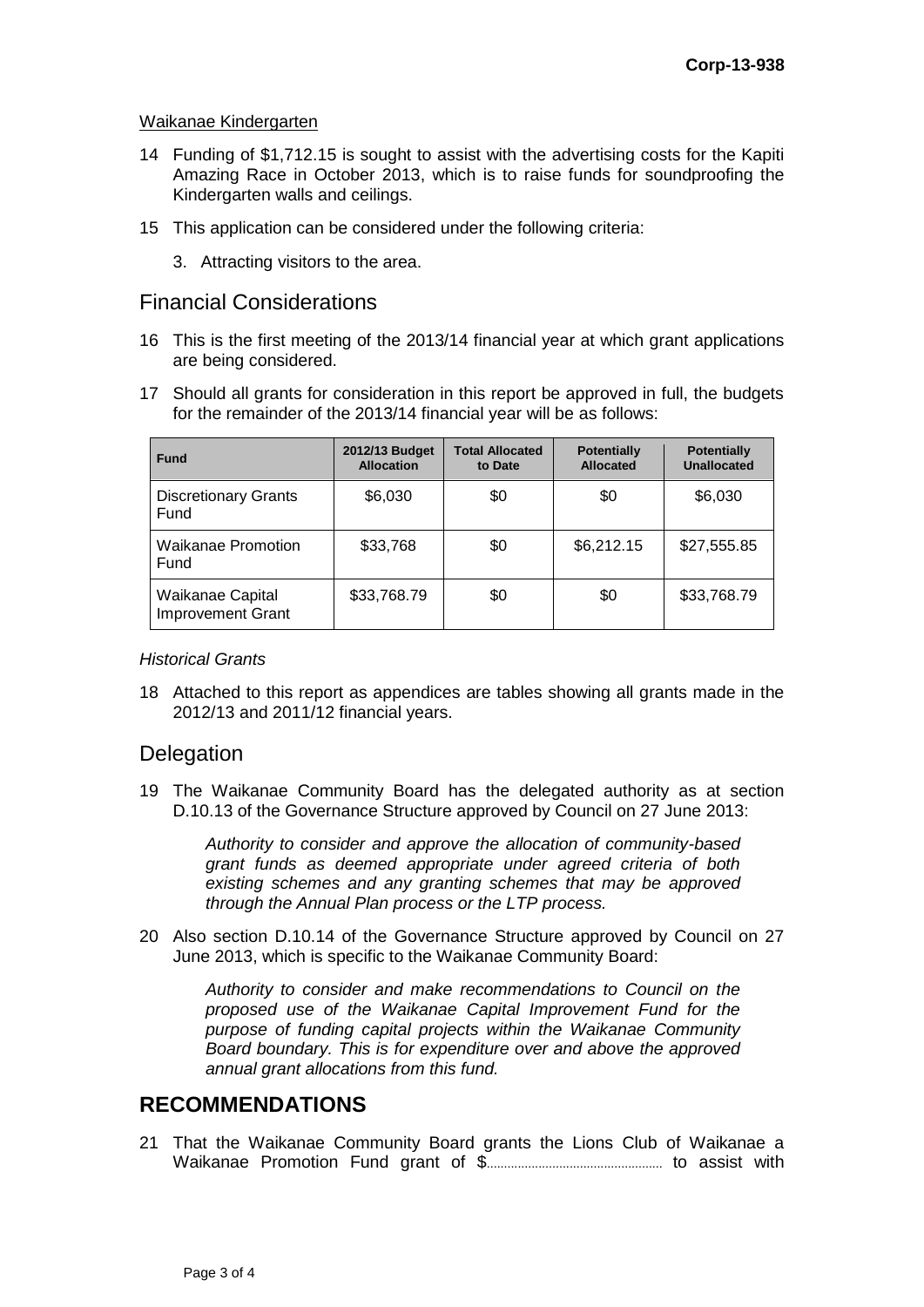Waikanae Kindergarten

14 Funding of $1,712.15 is sought to assist with the advertising costs for the Kapiti Amazing Race in October 2013, which is to raise funds for soundproofing the Kindergarten walls and ceilings.

15 This application can be considered under the following criteria:

   3. Attracting visitors to the area.

## Financial Considerations

16 This is the first meeting of the 2013/14 financial year at which grant applications are being considered.

17 Should all grants for consideration in this report be approved in full, the budgets for the remainder of the 2013/14 financial year will be as follows:

| Fund | 2012/13 Budget Allocation | Total Allocated to Date | Potentially Allocated | Potentially Unallocated |
|---|---|---|---|---|
| Discretionary Grants Fund | $6,030 | $0 | $0 | $6,030 |
| Waikanae Promotion Fund | $33,768 | $0 | $6,212.15 | $27,555.85 |
| Waikanae Capital Improvement Grant | $33,768.79 | $0 | $0 | $33,768.79 |

*Historical Grants*

18 Attached to this report as appendices are tables showing all grants made in the 2012/13 and 2011/12 financial years.

## Delegation

19 The Waikanae Community Board has the delegated authority as at section D.10.13 of the Governance Structure approved by Council on 27 June 2013:

> *Authority to consider and approve the allocation of community-based grant funds as deemed appropriate under agreed criteria of both existing schemes and any granting schemes that may be approved through the Annual Plan process or the LTP process.*

20 Also section D.10.14 of the Governance Structure approved by Council on 27 June 2013, which is specific to the Waikanae Community Board:

> *Authority to consider and make recommendations to Council on the proposed use of the Waikanae Capital Improvement Fund for the purpose of funding capital projects within the Waikanae Community Board boundary. This is for expenditure over and above the approved annual grant allocations from this fund.*

## RECOMMENDATIONS

21 That the Waikanae Community Board grants the Lions Club of Waikanae a Waikanae Promotion Fund grant of $................................................ to assist with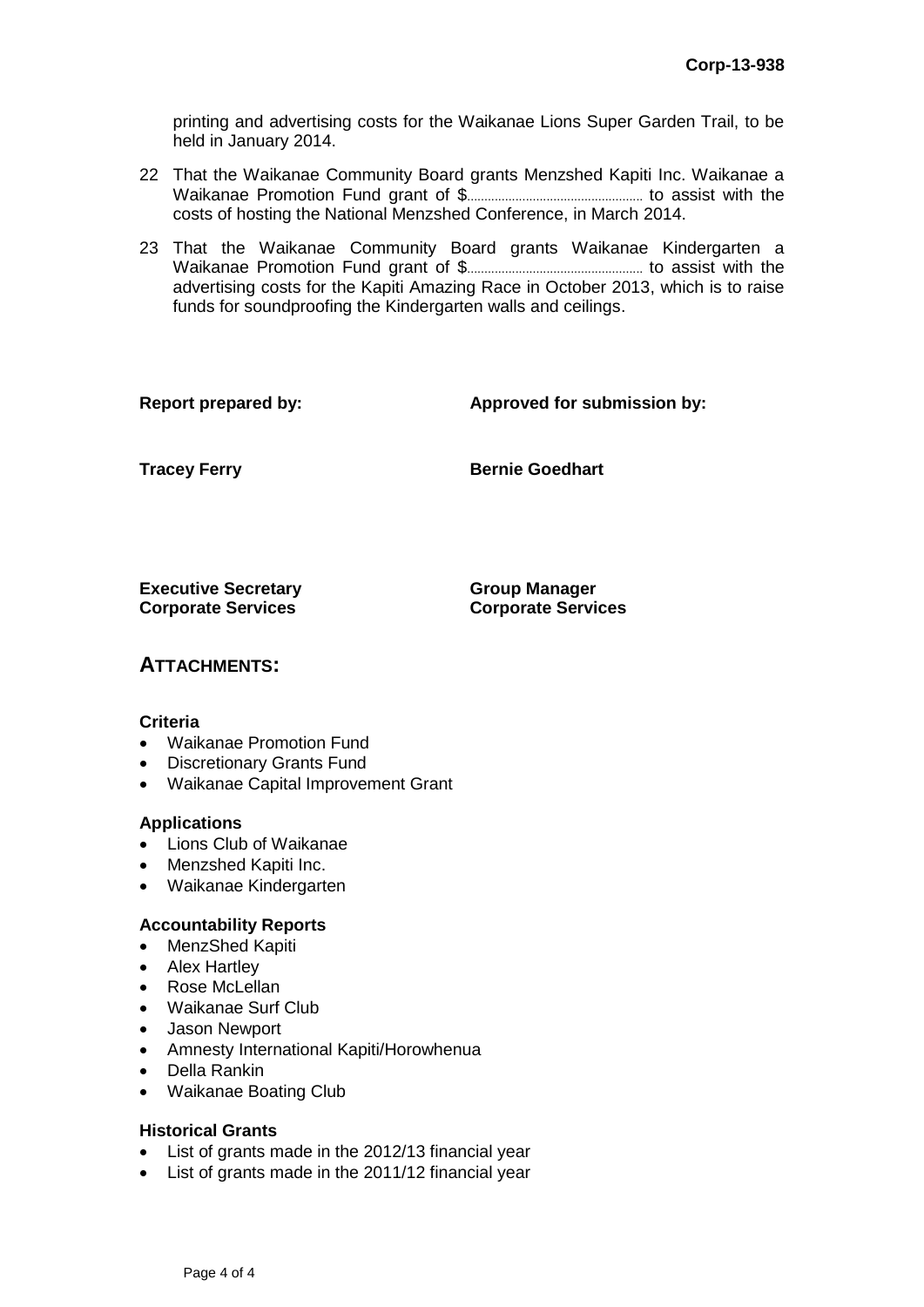printing and advertising costs for the Waikanae Lions Super Garden Trail, to be held in January 2014.

22 That the Waikanae Community Board grants Menzshed Kapiti Inc. Waikanae a Waikanae Promotion Fund grant of $.................................................. to assist with the costs of hosting the National Menzshed Conference, in March 2014.

23 That the Waikanae Community Board grants Waikanae Kindergarten a Waikanae Promotion Fund grant of $.................................................. to assist with the advertising costs for the Kapiti Amazing Race in October 2013, which is to raise funds for soundproofing the Kindergarten walls and ceilings.

| **Report prepared by:** | **Approved for submission by:** |
|---|---|
| **Tracey Ferry** | **Bernie Goedhart** |
| **Executive Secretary**<br>**Corporate Services** | **Group Manager**<br>**Corporate Services** |

## ATTACHMENTS:

**Criteria**

- Waikanae Promotion Fund
- Discretionary Grants Fund
- Waikanae Capital Improvement Grant

**Applications**

- Lions Club of Waikanae
- Menzshed Kapiti Inc.
- Waikanae Kindergarten

**Accountability Reports**

- MenzShed Kapiti
- Alex Hartley
- Rose McLellan
- Waikanae Surf Club
- Jason Newport
- Amnesty International Kapiti/Horowhenua
- Della Rankin
- Waikanae Boating Club

**Historical Grants**

- List of grants made in the 2012/13 financial year
- List of grants made in the 2011/12 financial year